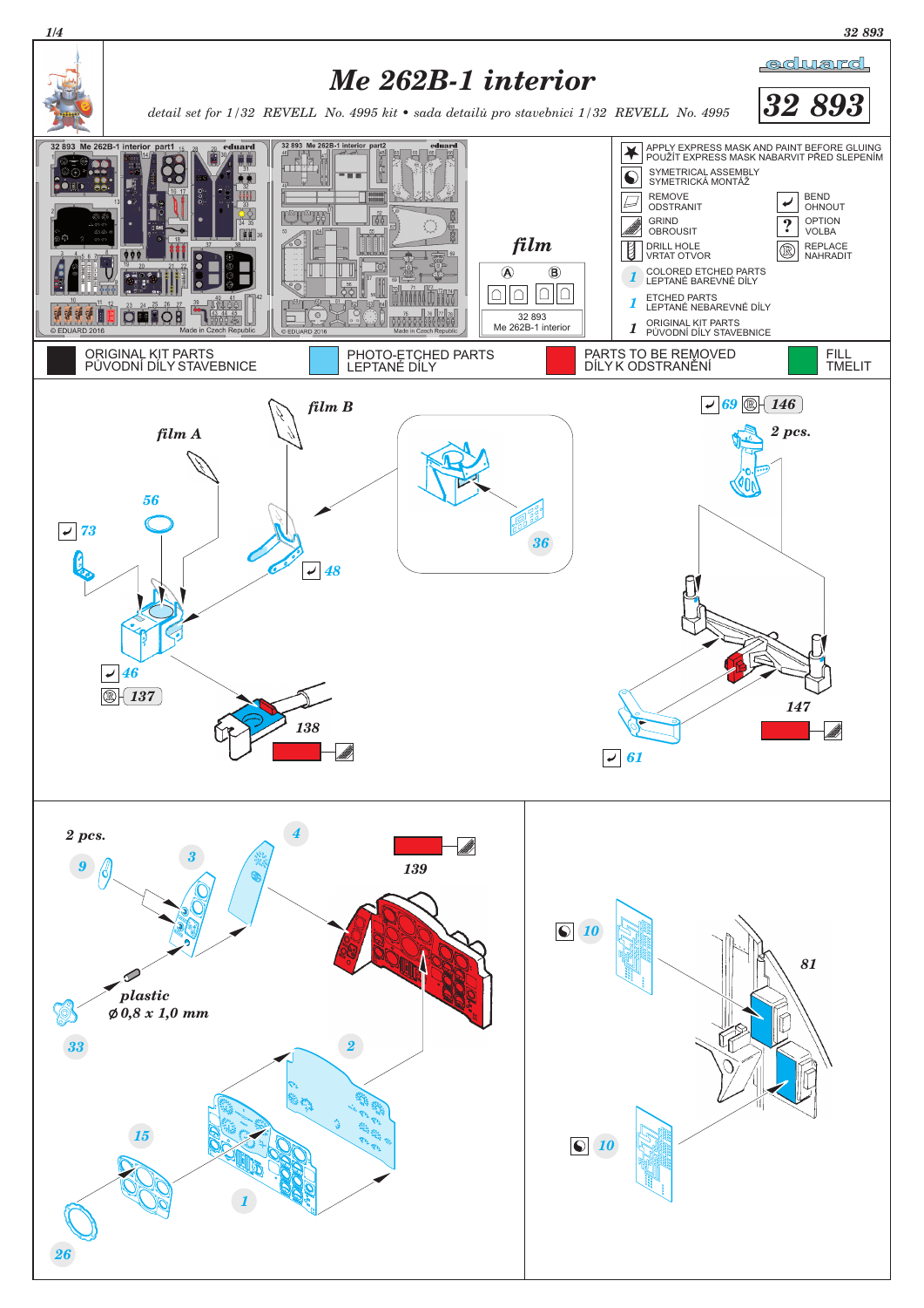# Me 262B-1 interior

*detail set for 1/32 REVELL No. 4995 kit • sada detailů pro stavebnici 1/32 REVELL No. 4995*

**eduard**

**32 893**

film

Ⓐ Ⓑ

32 893
Me 262B-1 interior

- APPLY EXPRESS MASK AND PAINT BEFORE GLUING / POUŽÍT EXPRESS MASK NABARVIT PŘED SLEPENÍM
- SYMETRICAL ASSEMBLY / SYMETRICKÁ MONTÁŽ
- REMOVE / ODSTRANIT
- BEND / OHNOUT
- GRIND / OBROUSIT
- OPTION / VOLBA
- DRILL HOLE / VRTAT OTVOR
- REPLACE / NAHRADIT
- 1 COLORED ETCHED PARTS / LEPTANÉ BAREVNÉ DÍLY
- 1 ETCHED PARTS / LEPTANÉ NEBAREVNÉ DÍLY
- 1 ORIGINAL KIT PARTS / PŮVODNÍ DÍLY STAVEBNICE

| ORIGINAL KIT PARTS / PŮVODNÍ DÍLY STAVEBNICE | PHOTO-ETCHED PARTS / LEPTANÉ DÍLY | PARTS TO BE REMOVED / DÍLY K ODSTRANĚNÍ | FILL / TMELIT |
|---|---|---|---|

film A, film B, 56, 73, 48, 36, 46, 137, 138, 69, 146, 2 pcs., 147, 61

2 pcs., 9, 3, 4, 139, plastic $\varnothing$ 0,8 x 1,0 mm, 33, 2, 15, 1, 26

10, 81, 10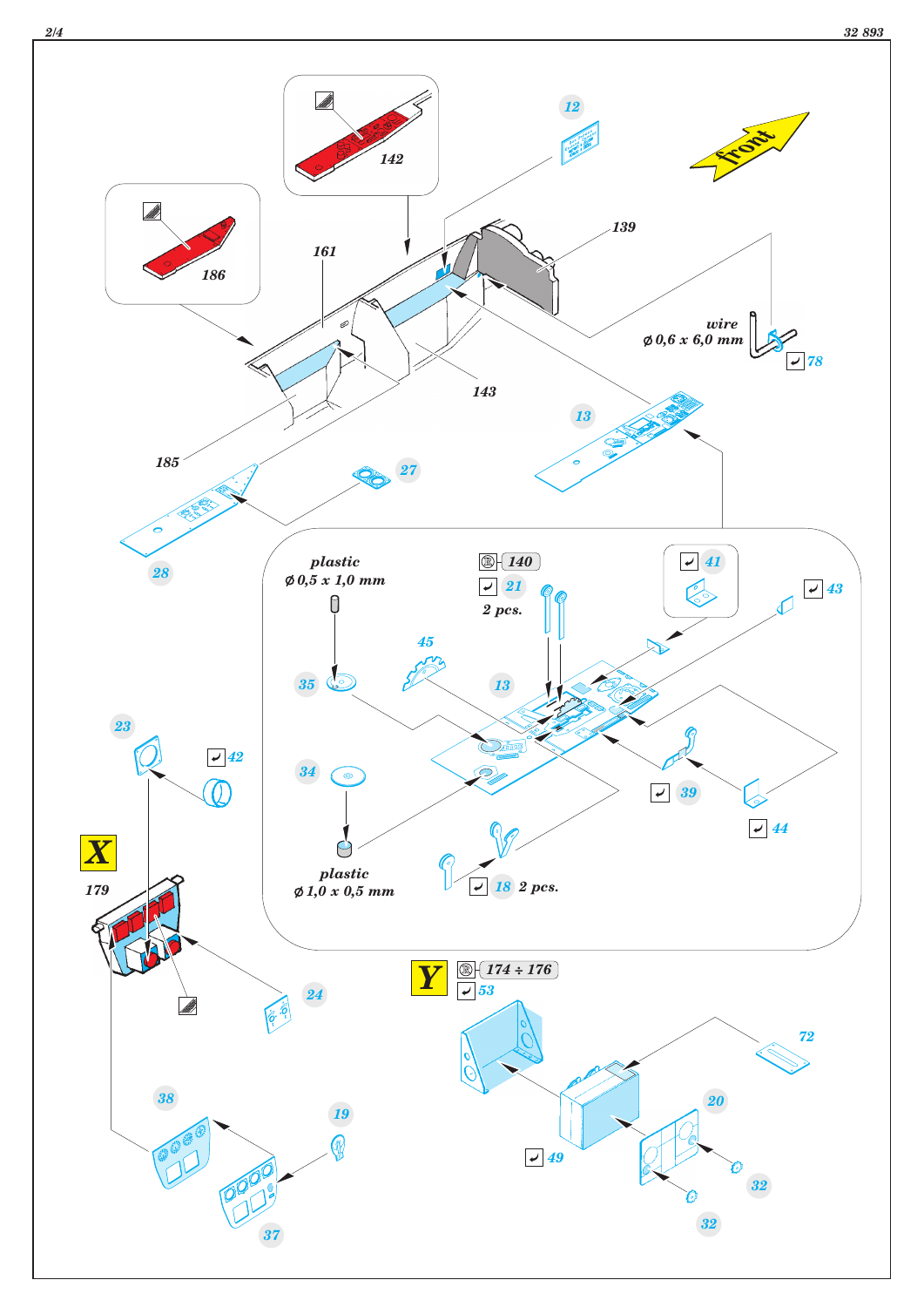front

142

12

186

161

139

wire
⌀ 0,6 x 6,0 mm

78

143

13

185

27

28

plastic
⌀ 0,5 x 1,0 mm

140

21

2 pcs.

41

43

45

35

13

23

42

34

39

X

plastic
⌀ 1,0 x 0,5 mm

44

18 2 pcs.

179

Y

174 ÷ 176

53

24

72

38

19

20

49

37

32

32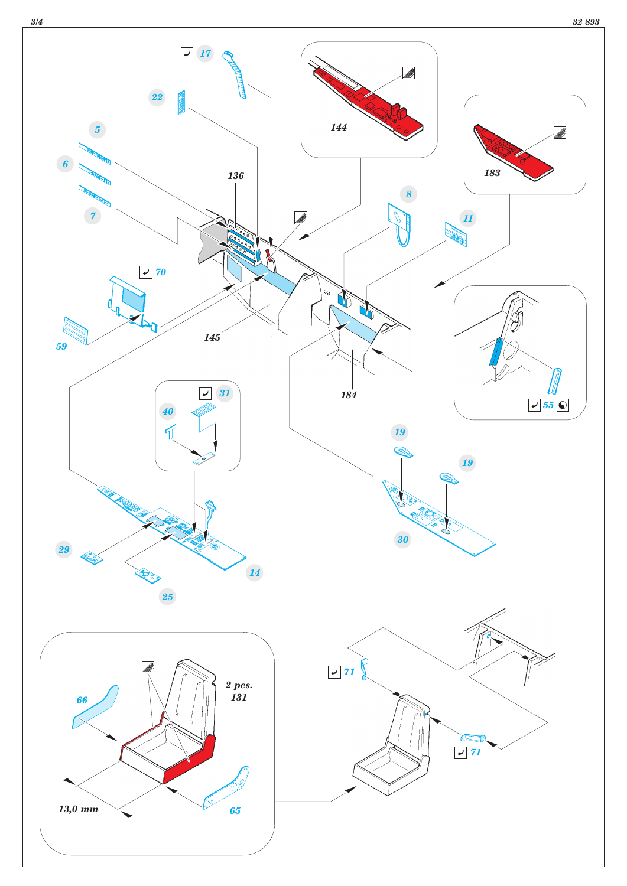17

22

5

6

7

136

144

183

8

11

70

59

145

184

55

31

40

19

19

29

14

25

30

66

2 pcs.
131

13,0 mm

65

71

71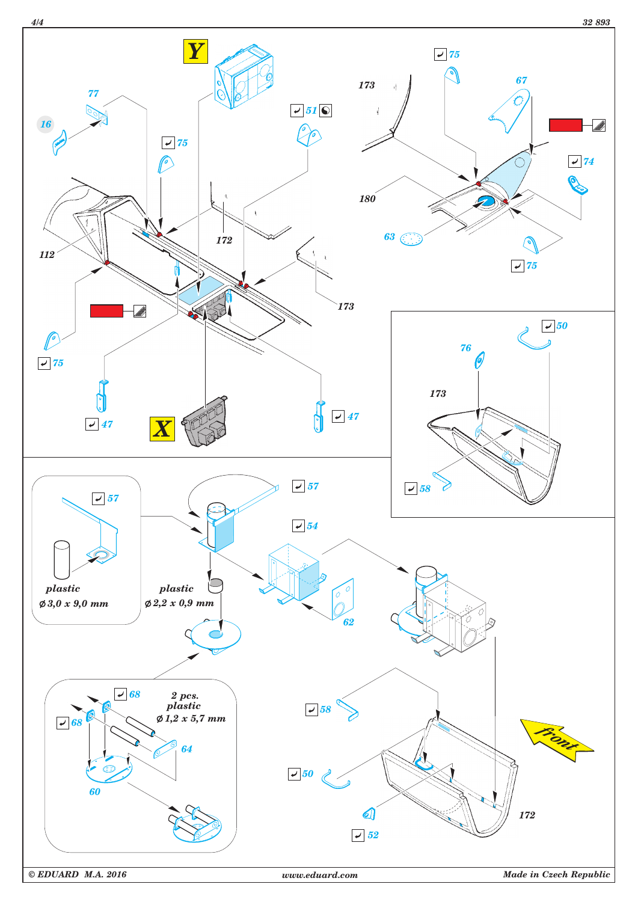Y

77

16

75

51

112

172

173

75

47

X

47

173

75

67

180

74

63

75

50

76

173

58

57

plastic

∅3,0 x 9,0 mm

57

54

plastic

∅2,2 x 0,9 mm

62

68

68

2 pcs.
plastic
∅1,2 x 5,7 mm

64

60

58

50

52

172

front

© EDUARD M.A. 2016

www.eduard.com

Made in Czech Republic